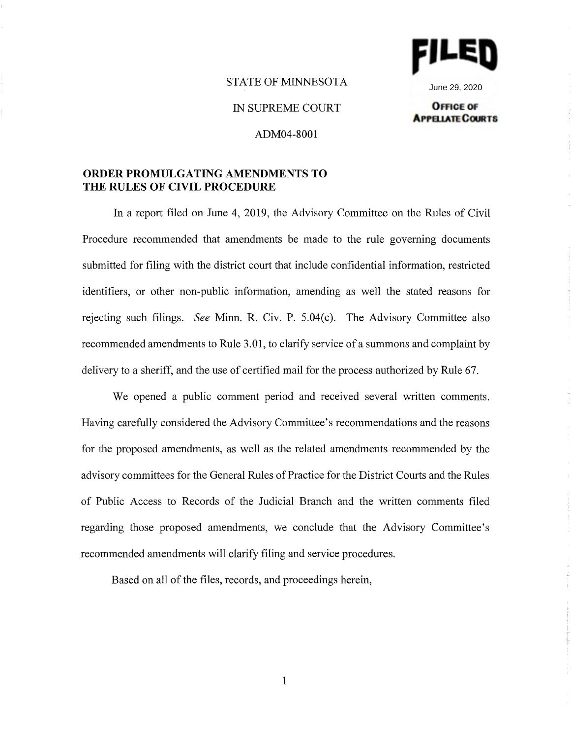FILED

June 29, 2020

OFFICE OF APPELLATE COURTS

STATE OF MINNESOTA

IN SUPREME COURT

ADM04-8001

**ORDER PROMULGATING AMENDMENTS TO THE RULES OF CIVIL PROCEDURE**

In a report filed on June 4, 2019, the Advisory Committee on the Rules of Civil Procedure recommended that amendments be made to the rule governing documents submitted for filing with the district court that include confidential information, restricted identifiers, or other non-public information, amending as well the stated reasons for rejecting such filings. *See* Minn. R. Civ. P. 5.04(c). The Advisory Committee also recommended amendments to Rule 3.01, to clarify service of a summons and complaint by delivery to a sheriff, and the use of certified mail for the process authorized by Rule 67.

We opened a public comment period and received several written comments. Having carefully considered the Advisory Committee's recommendations and the reasons for the proposed amendments, as well as the related amendments recommended by the advisory committees for the General Rules of Practice for the District Courts and the Rules of Public Access to Records of the Judicial Branch and the written comments filed regarding those proposed amendments, we conclude that the Advisory Committee's recommended amendments will clarify filing and service procedures.

Based on all of the files, records, and proceedings herein,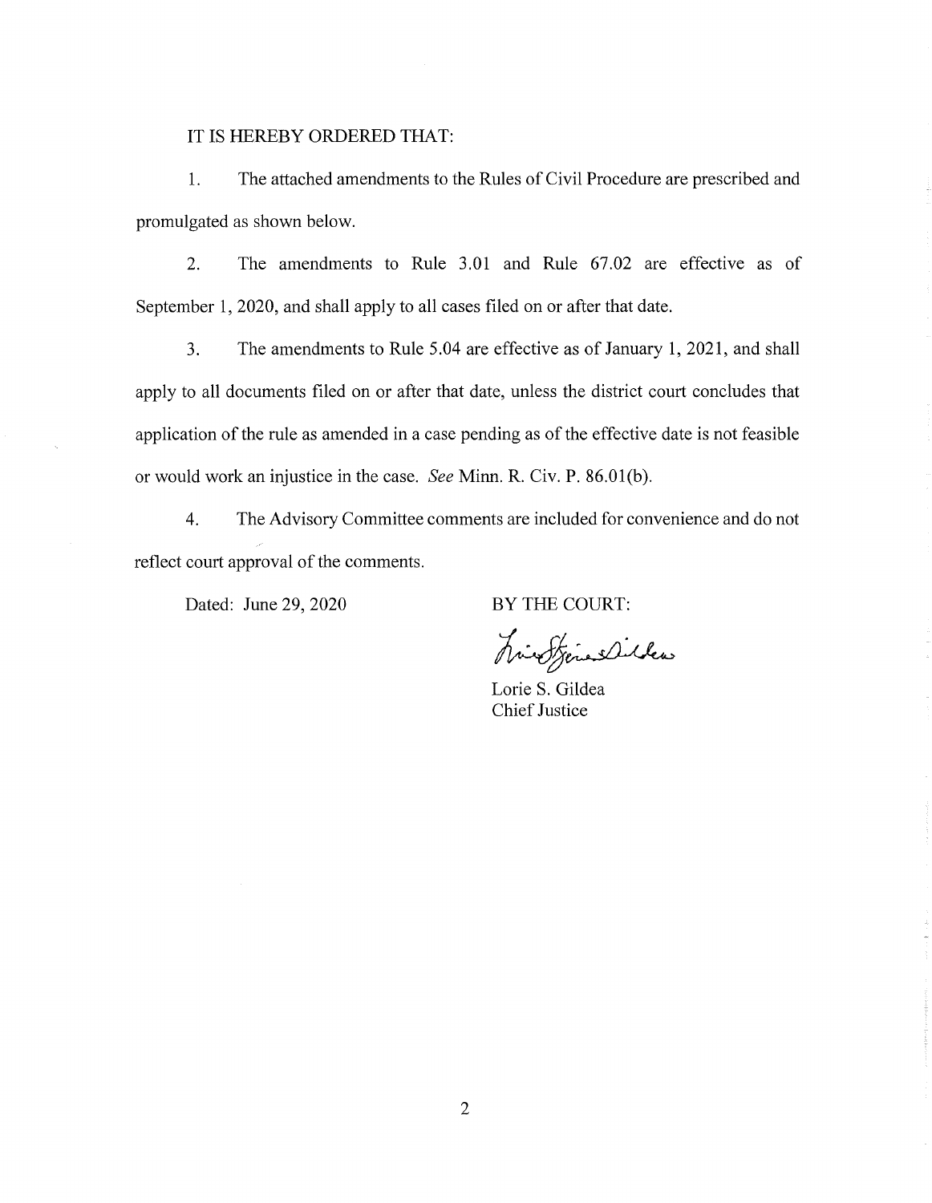IT IS HEREBY ORDERED THAT:

1. The attached amendments to the Rules of Civil Procedure are prescribed and promulgated as shown below.

2. The amendments to Rule 3.01 and Rule 67.02 are effective as of September 1, 2020, and shall apply to all cases filed on or after that date.

3. The amendments to Rule 5.04 are effective as of January 1, 2021, and shall apply to all documents filed on or after that date, unless the district court concludes that application of the rule as amended in a case pending as of the effective date is not feasible or would work an injustice in the case. *See* Minn. R. Civ. P. 86.01(b).

4. The Advisory Committee comments are included for convenience and do not reflect court approval of the comments.

Dated: June 29, 2020

BY THE COURT:

Lorie S. Gildea
Chief Justice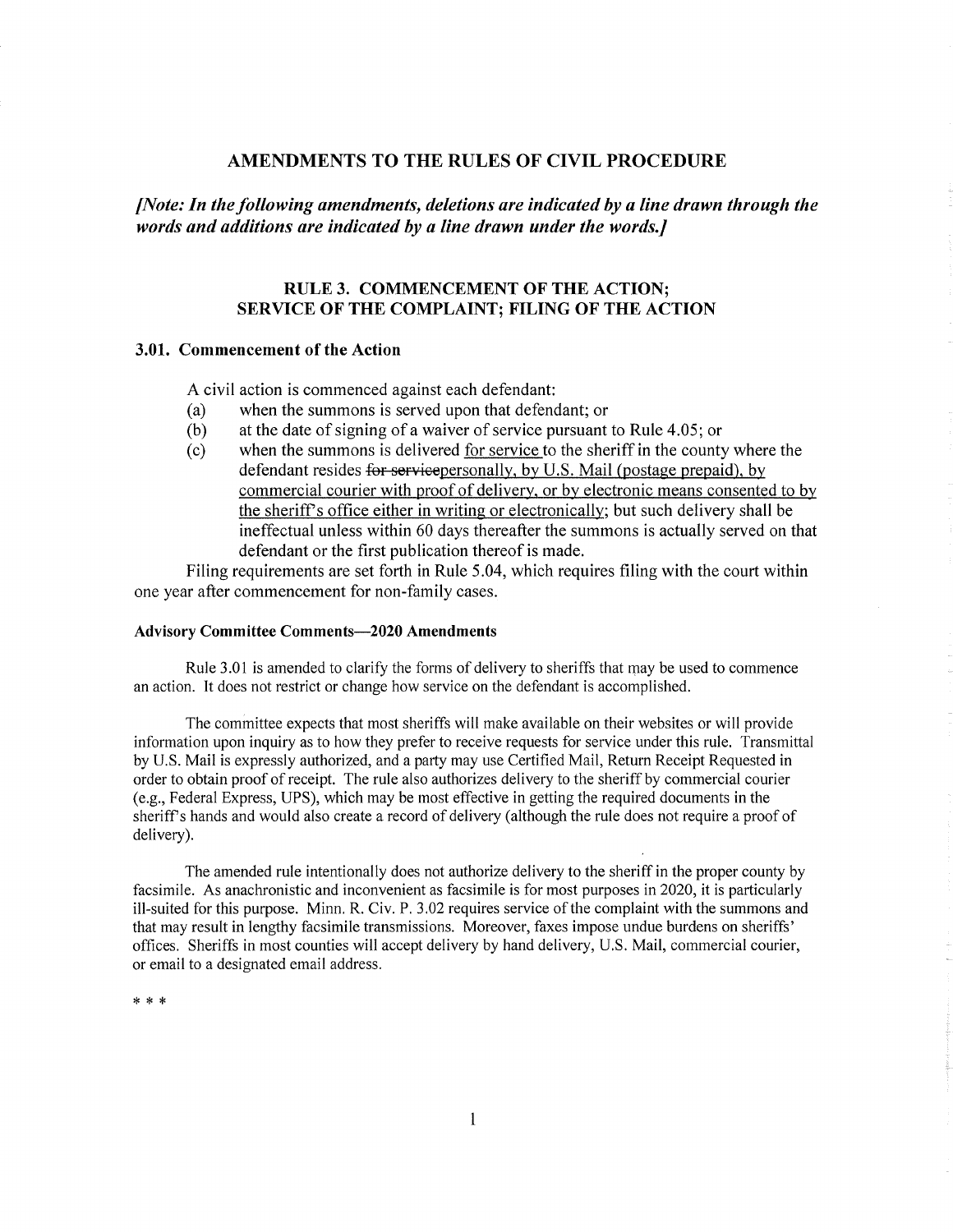## AMENDMENTS TO THE RULES OF CIVIL PROCEDURE

***[Note: In the following amendments, deletions are indicated by a line drawn through the words and additions are indicated by a line drawn under the words.]***

### RULE 3. COMMENCEMENT OF THE ACTION; SERVICE OF THE COMPLAINT; FILING OF THE ACTION

### 3.01. Commencement of the Action

A civil action is commenced against each defendant:

(a) when the summons is served upon that defendant; or

(b) at the date of signing of a waiver of service pursuant to Rule 4.05; or

(c) when the summons is delivered <u>for service</u> to the sheriff in the county where the defendant resides ~~for service~~<u>personally, by U.S. Mail (postage prepaid), by commercial courier with proof of delivery, or by electronic means consented to by the sheriff's office either in writing or electronically</u>; but such delivery shall be ineffectual unless within 60 days thereafter the summons is actually served on that defendant or the first publication thereof is made.

Filing requirements are set forth in Rule 5.04, which requires filing with the court within one year after commencement for non-family cases.

#### Advisory Committee Comments—2020 Amendments

Rule 3.01 is amended to clarify the forms of delivery to sheriffs that may be used to commence an action. It does not restrict or change how service on the defendant is accomplished.

The committee expects that most sheriffs will make available on their websites or will provide information upon inquiry as to how they prefer to receive requests for service under this rule. Transmittal by U.S. Mail is expressly authorized, and a party may use Certified Mail, Return Receipt Requested in order to obtain proof of receipt. The rule also authorizes delivery to the sheriff by commercial courier (e.g., Federal Express, UPS), which may be most effective in getting the required documents in the sheriff's hands and would also create a record of delivery (although the rule does not require a proof of delivery).

The amended rule intentionally does not authorize delivery to the sheriff in the proper county by facsimile. As anachronistic and inconvenient as facsimile is for most purposes in 2020, it is particularly ill-suited for this purpose. Minn. R. Civ. P. 3.02 requires service of the complaint with the summons and that may result in lengthy facsimile transmissions. Moreover, faxes impose undue burdens on sheriffs' offices. Sheriffs in most counties will accept delivery by hand delivery, U.S. Mail, commercial courier, or email to a designated email address.

\* \* \*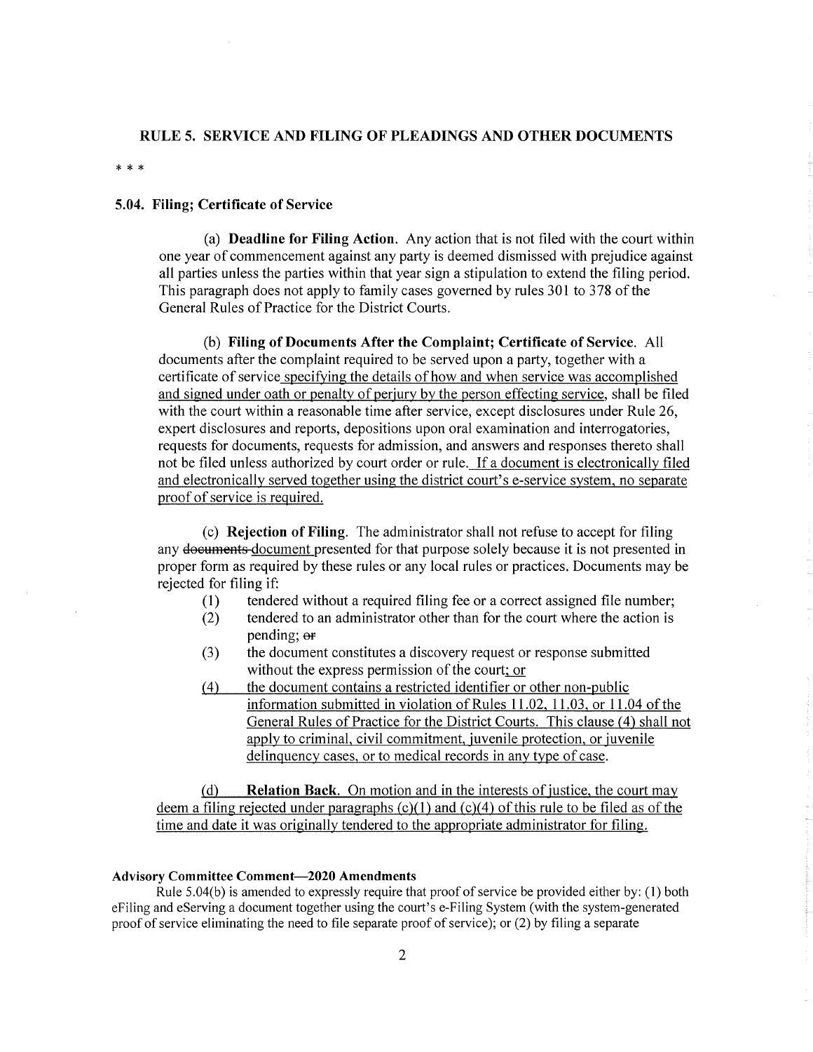## RULE 5. SERVICE AND FILING OF PLEADINGS AND OTHER DOCUMENTS

\* \* \*

### 5.04. Filing; Certificate of Service

(a) **Deadline for Filing Action.** Any action that is not filed with the court within one year of commencement against any party is deemed dismissed with prejudice against all parties unless the parties within that year sign a stipulation to extend the filing period. This paragraph does not apply to family cases governed by rules 301 to 378 of the General Rules of Practice for the District Courts.

(b) **Filing of Documents After the Complaint; Certificate of Service.** All documents after the complaint required to be served upon a party, together with a certificate of service <u>specifying the details of how and when service was accomplished and signed under oath or penalty of perjury by the person effecting service</u>, shall be filed with the court within a reasonable time after service, except disclosures under Rule 26, expert disclosures and reports, depositions upon oral examination and interrogatories, requests for documents, requests for admission, and answers and responses thereto shall not be filed unless authorized by court order or rule. <u>If a document is electronically filed and electronically served together using the district court's e-service system, no separate proof of service is required.</u>

(c) **Rejection of Filing.** The administrator shall not refuse to accept for filing any ~~documents~~ <u>document</u> presented for that purpose solely because it is not presented in proper form as required by these rules or any local rules or practices. Documents may be rejected for filing if:

(1) tendered without a required filing fee or a correct assigned file number;

(2) tendered to an administrator other than for the court where the action is pending; ~~or~~

(3) the document constitutes a discovery request or response submitted without the express permission of the court<u>; or</u>

<u>(4) the document contains a restricted identifier or other non-public information submitted in violation of Rules 11.02, 11.03, or 11.04 of the General Rules of Practice for the District Courts. This clause (4) shall not apply to criminal, civil commitment, juvenile protection, or juvenile delinquency cases, or to medical records in any type of case.</u>

<u>(d) **Relation Back.** On motion and in the interests of justice, the court may deem a filing rejected under paragraphs (c)(1) and (c)(4) of this rule to be filed as of the time and date it was originally tendered to the appropriate administrator for filing.</u>

#### Advisory Committee Comment—2020 Amendments

Rule 5.04(b) is amended to expressly require that proof of service be provided either by: (1) both eFiling and eServing a document together using the court's e-Filing System (with the system-generated proof of service eliminating the need to file separate proof of service); or (2) by filing a separate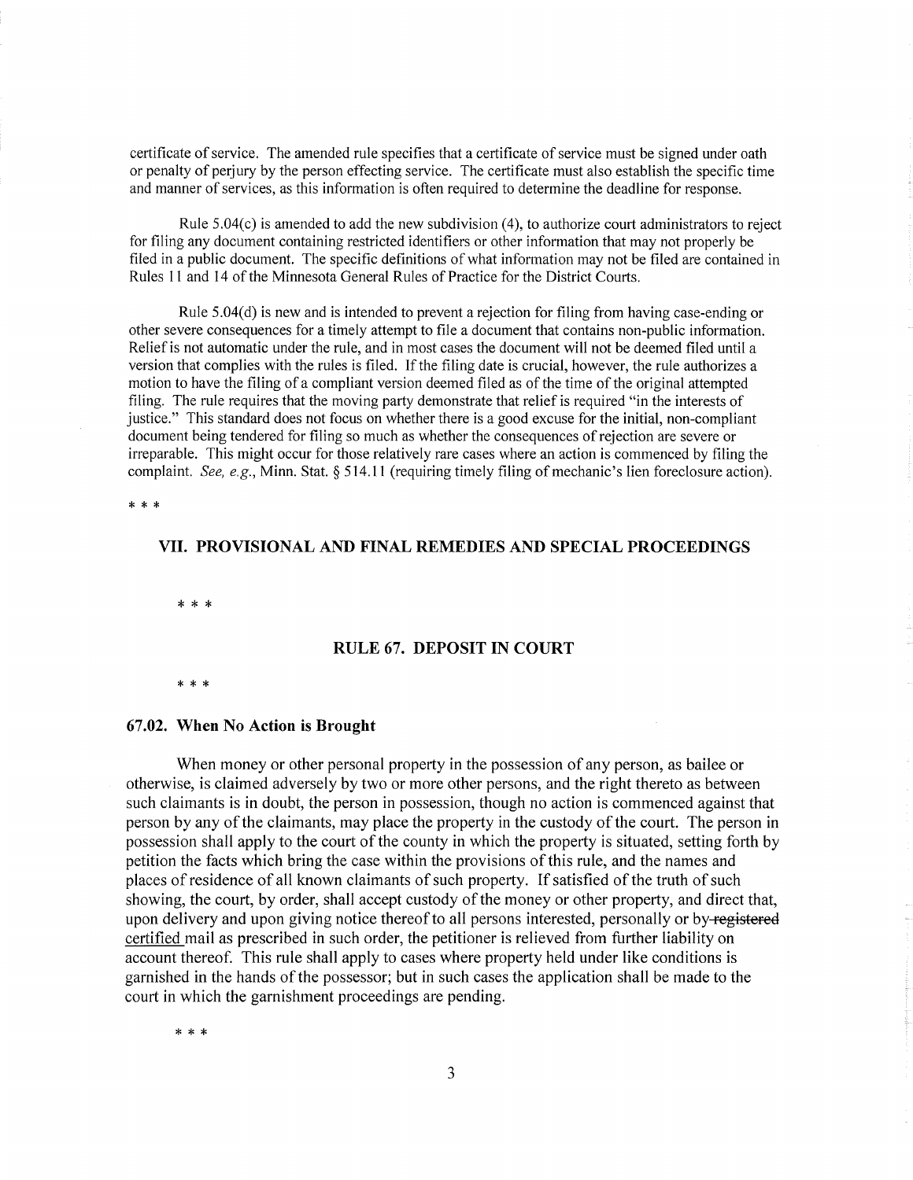certificate of service. The amended rule specifies that a certificate of service must be signed under oath or penalty of perjury by the person effecting service. The certificate must also establish the specific time and manner of services, as this information is often required to determine the deadline for response.

Rule 5.04(c) is amended to add the new subdivision (4), to authorize court administrators to reject for filing any document containing restricted identifiers or other information that may not properly be filed in a public document. The specific definitions of what information may not be filed are contained in Rules 11 and 14 of the Minnesota General Rules of Practice for the District Courts.

Rule 5.04(d) is new and is intended to prevent a rejection for filing from having case-ending or other severe consequences for a timely attempt to file a document that contains non-public information. Relief is not automatic under the rule, and in most cases the document will not be deemed filed until a version that complies with the rules is filed. If the filing date is crucial, however, the rule authorizes a motion to have the filing of a compliant version deemed filed as of the time of the original attempted filing. The rule requires that the moving party demonstrate that relief is required "in the interests of justice." This standard does not focus on whether there is a good excuse for the initial, non-compliant document being tendered for filing so much as whether the consequences of rejection are severe or irreparable. This might occur for those relatively rare cases where an action is commenced by filing the complaint. *See, e.g.*, Minn. Stat. § 514.11 (requiring timely filing of mechanic's lien foreclosure action).

* * *

## VII. PROVISIONAL AND FINAL REMEDIES AND SPECIAL PROCEEDINGS

* * *

### RULE 67. DEPOSIT IN COURT

* * *

### 67.02. When No Action is Brought

When money or other personal property in the possession of any person, as bailee or otherwise, is claimed adversely by two or more other persons, and the right thereto as between such claimants is in doubt, the person in possession, though no action is commenced against that person by any of the claimants, may place the property in the custody of the court. The person in possession shall apply to the court of the county in which the property is situated, setting forth by petition the facts which bring the case within the provisions of this rule, and the names and places of residence of all known claimants of such property. If satisfied of the truth of such showing, the court, by order, shall accept custody of the money or other property, and direct that, upon delivery and upon giving notice thereof to all persons interested, personally or by ~~registered~~ <u>certified</u> mail as prescribed in such order, the petitioner is relieved from further liability on account thereof. This rule shall apply to cases where property held under like conditions is garnished in the hands of the possessor; but in such cases the application shall be made to the court in which the garnishment proceedings are pending.

* * *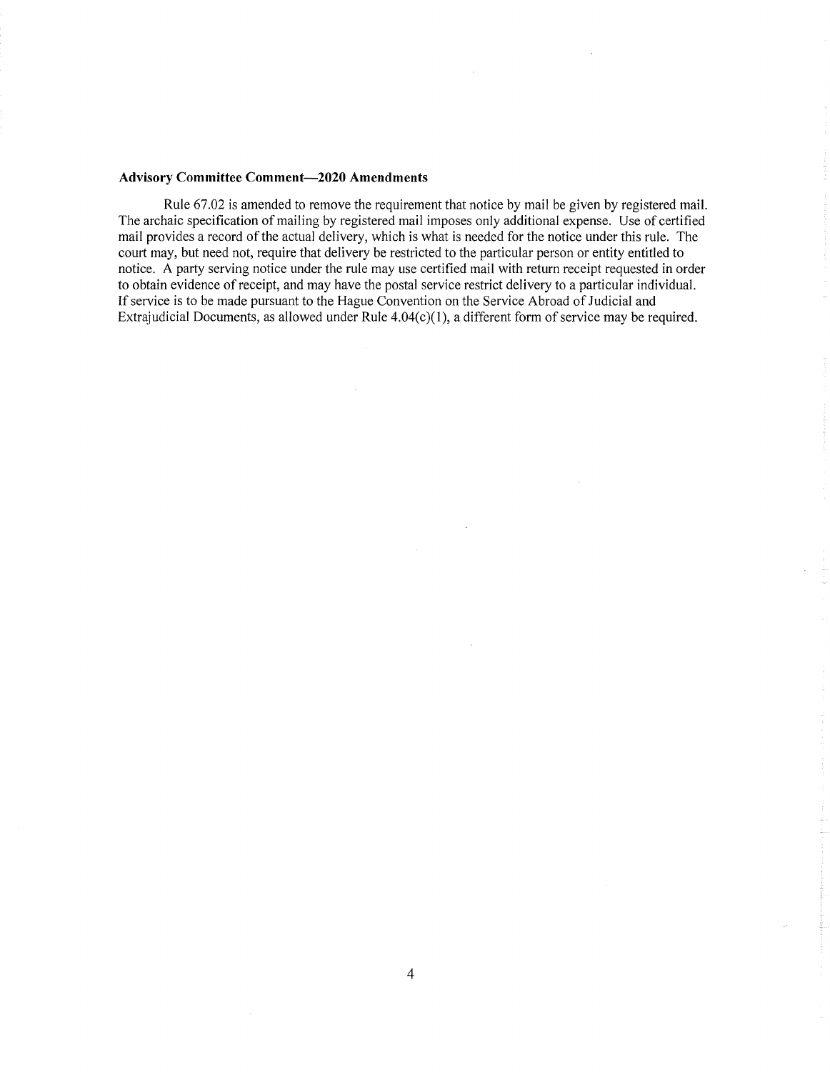**Advisory Committee Comment—2020 Amendments**

Rule 67.02 is amended to remove the requirement that notice by mail be given by registered mail. The archaic specification of mailing by registered mail imposes only additional expense. Use of certified mail provides a record of the actual delivery, which is what is needed for the notice under this rule. The court may, but need not, require that delivery be restricted to the particular person or entity entitled to notice. A party serving notice under the rule may use certified mail with return receipt requested in order to obtain evidence of receipt, and may have the postal service restrict delivery to a particular individual. If service is to be made pursuant to the Hague Convention on the Service Abroad of Judicial and Extrajudicial Documents, as allowed under Rule 4.04(c)(1), a different form of service may be required.